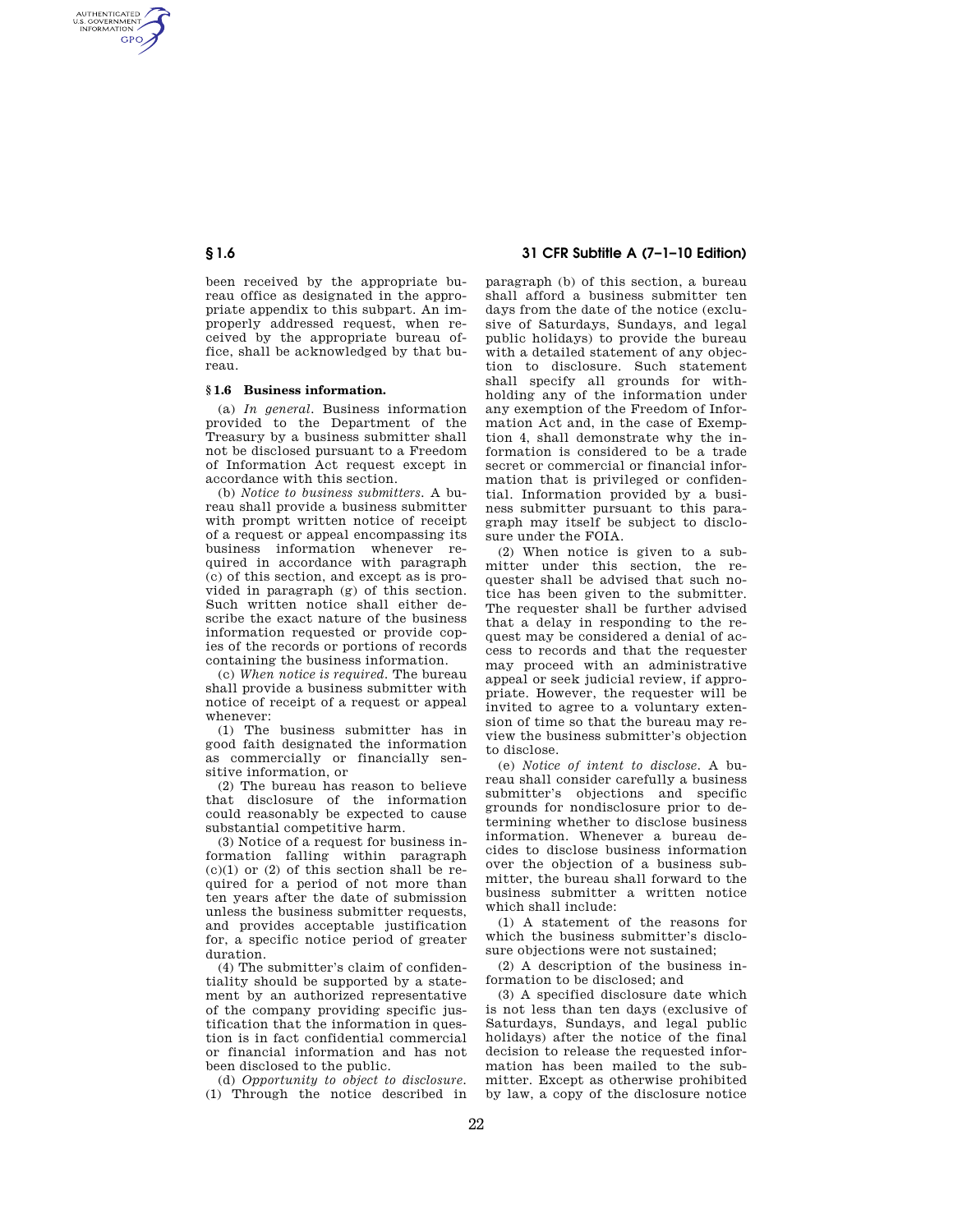been received by the appropriate bureau office as designated in the appropriate appendix to this subpart. An improperly addressed request, when received by the appropriate bureau office, shall be acknowledged by that bureau.

### § 1.6 Business information.

(a) *In general.* Business information provided to the Department of the Treasury by a business submitter shall not be disclosed pursuant to a Freedom of Information Act request except in accordance with this section.

(b) *Notice to business submitters.* A bureau shall provide a business submitter with prompt written notice of receipt of a request or appeal encompassing its business information whenever required in accordance with paragraph (c) of this section, and except as is provided in paragraph (g) of this section. Such written notice shall either describe the exact nature of the business information requested or provide copies of the records or portions of records containing the business information.

(c) *When notice is required.* The bureau shall provide a business submitter with notice of receipt of a request or appeal whenever:

(1) The business submitter has in good faith designated the information as commercially or financially sensitive information, or

(2) The bureau has reason to believe that disclosure of the information could reasonably be expected to cause substantial competitive harm.

(3) Notice of a request for business information falling within paragraph (c)(1) or (2) of this section shall be required for a period of not more than ten years after the date of submission unless the business submitter requests, and provides acceptable justification for, a specific notice period of greater duration.

(4) The submitter's claim of confidentiality should be supported by a statement by an authorized representative of the company providing specific justification that the information in question is in fact confidential commercial or financial information and has not been disclosed to the public.

(d) *Opportunity to object to disclosure.* (1) Through the notice described in paragraph (b) of this section, a bureau shall afford a business submitter ten days from the date of the notice (exclusive of Saturdays, Sundays, and legal public holidays) to provide the bureau with a detailed statement of any objection to disclosure. Such statement shall specify all grounds for withholding any of the information under any exemption of the Freedom of Information Act and, in the case of Exemption 4, shall demonstrate why the information is considered to be a trade secret or commercial or financial information that is privileged or confidential. Information provided by a business submitter pursuant to this paragraph may itself be subject to disclosure under the FOIA.

(2) When notice is given to a submitter under this section, the requester shall be advised that such notice has been given to the submitter. The requester shall be further advised that a delay in responding to the request may be considered a denial of access to records and that the requester may proceed with an administrative appeal or seek judicial review, if appropriate. However, the requester will be invited to agree to a voluntary extension of time so that the bureau may review the business submitter's objection to disclose.

(e) *Notice of intent to disclose.* A bureau shall consider carefully a business submitter's objections and specific grounds for nondisclosure prior to determining whether to disclose business information. Whenever a bureau decides to disclose business information over the objection of a business submitter, the bureau shall forward to the business submitter a written notice which shall include:

(1) A statement of the reasons for which the business submitter's disclosure objections were not sustained;

(2) A description of the business information to be disclosed; and

(3) A specified disclosure date which is not less than ten days (exclusive of Saturdays, Sundays, and legal public holidays) after the notice of the final decision to release the requested information has been mailed to the submitter. Except as otherwise prohibited by law, a copy of the disclosure notice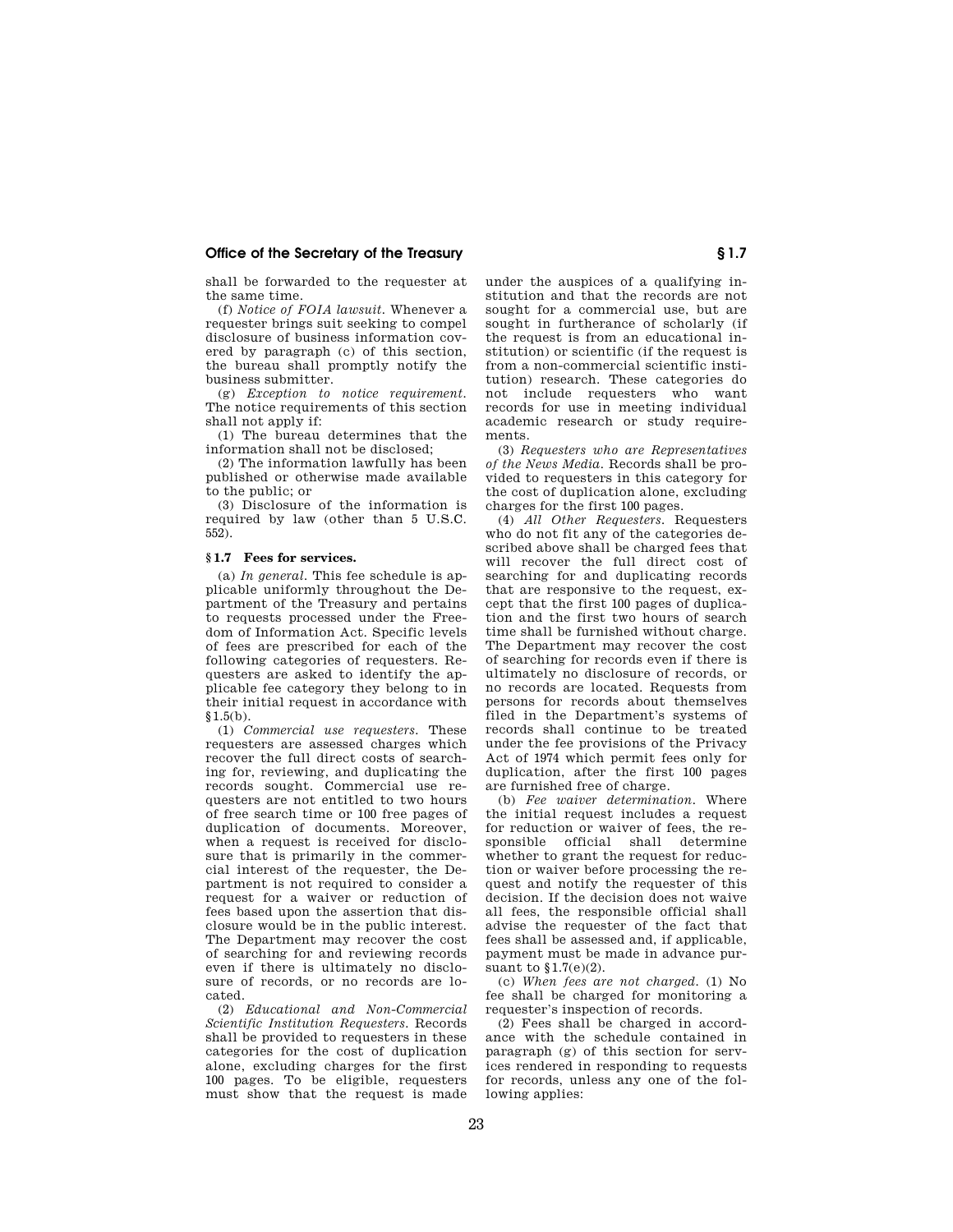shall be forwarded to the requester at the same time.

(f) *Notice of FOIA lawsuit.* Whenever a requester brings suit seeking to compel disclosure of business information covered by paragraph (c) of this section, the bureau shall promptly notify the business submitter.

(g) *Exception to notice requirement.* The notice requirements of this section shall not apply if:

(1) The bureau determines that the information shall not be disclosed;

(2) The information lawfully has been published or otherwise made available to the public; or

(3) Disclosure of the information is required by law (other than 5 U.S.C. 552).

### § 1.7 Fees for services.

(a) *In general.* This fee schedule is applicable uniformly throughout the Department of the Treasury and pertains to requests processed under the Freedom of Information Act. Specific levels of fees are prescribed for each of the following categories of requesters. Requesters are asked to identify the applicable fee category they belong to in their initial request in accordance with §1.5(b).

(1) *Commercial use requesters.* These requesters are assessed charges which recover the full direct costs of searching for, reviewing, and duplicating the records sought. Commercial use requesters are not entitled to two hours of free search time or 100 free pages of duplication of documents. Moreover, when a request is received for disclosure that is primarily in the commercial interest of the requester, the Department is not required to consider a request for a waiver or reduction of fees based upon the assertion that disclosure would be in the public interest. The Department may recover the cost of searching for and reviewing records even if there is ultimately no disclosure of records, or no records are located.

(2) *Educational and Non-Commercial Scientific Institution Requesters.* Records shall be provided to requesters in these categories for the cost of duplication alone, excluding charges for the first 100 pages. To be eligible, requesters must show that the request is made under the auspices of a qualifying institution and that the records are not sought for a commercial use, but are sought in furtherance of scholarly (if the request is from an educational institution) or scientific (if the request is from a non-commercial scientific institution) research. These categories do not include requesters who want records for use in meeting individual academic research or study requirements.

(3) *Requesters who are Representatives of the News Media.* Records shall be provided to requesters in this category for the cost of duplication alone, excluding charges for the first 100 pages.

(4) *All Other Requesters.* Requesters who do not fit any of the categories described above shall be charged fees that will recover the full direct cost of searching for and duplicating records that are responsive to the request, except that the first 100 pages of duplication and the first two hours of search time shall be furnished without charge. The Department may recover the cost of searching for records even if there is ultimately no disclosure of records, or no records are located. Requests from persons for records about themselves filed in the Department's systems of records shall continue to be treated under the fee provisions of the Privacy Act of 1974 which permit fees only for duplication, after the first 100 pages are furnished free of charge.

(b) *Fee waiver determination.* Where the initial request includes a request for reduction or waiver of fees, the responsible official shall determine whether to grant the request for reduction or waiver before processing the request and notify the requester of this decision. If the decision does not waive all fees, the responsible official shall advise the requester of the fact that fees shall be assessed and, if applicable, payment must be made in advance pursuant to §1.7(e)(2).

(c) *When fees are not charged.* (1) No fee shall be charged for monitoring a requester's inspection of records.

(2) Fees shall be charged in accordance with the schedule contained in paragraph (g) of this section for services rendered in responding to requests for records, unless any one of the following applies: